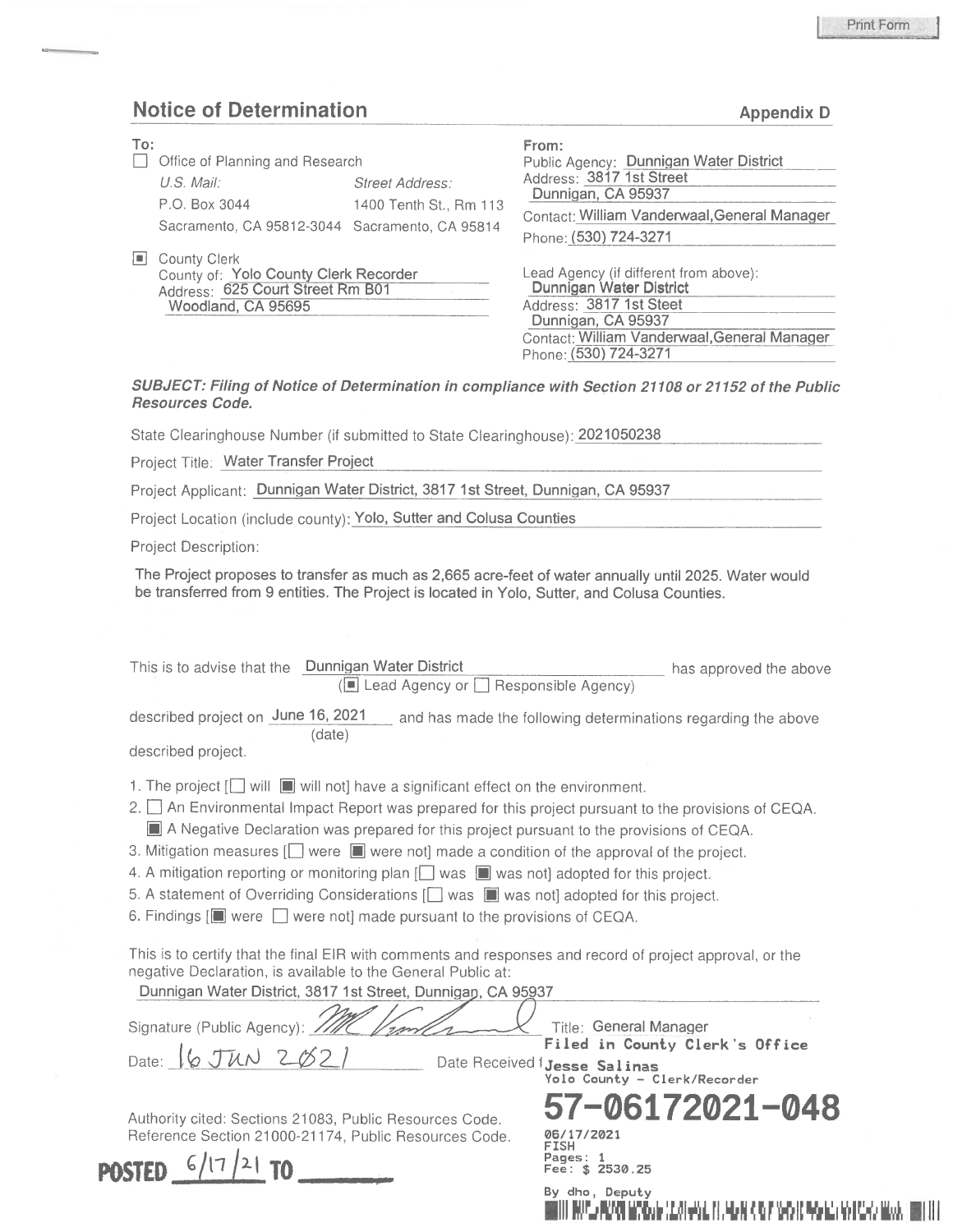Print Form

## Notice of Determination

**Appendix D**

**To:**

☐ Office of Planning and Research

| U.S. Mail: | Street Address: |
| --- | --- |
| P.O. Box 3044 | 1400 Tenth St., Rm 113 |
| Sacramento, CA 95812-3044 | Sacramento, CA 95814 |

■ County Clerk
County of: Yolo County Clerk Recorder
Address: 625 Court Street Rm B01
Woodland, CA 95695

**From:**

Public Agency: Dunnigan Water District
Address: 3817 1st Street
Dunnigan, CA 95937
Contact: William Vanderwaal,General Manager
Phone: (530) 724-3271

Lead Agency (if different from above):
Dunnigan Water District
Address: 3817 1st Steet
Dunnigan, CA 95937
Contact: William Vanderwaal,General Manager
Phone: (530) 724-3271

***SUBJECT: Filing of Notice of Determination in compliance with Section 21108 or 21152 of the Public Resources Code.***

State Clearinghouse Number (if submitted to State Clearinghouse): 2021050238

Project Title: Water Transfer Project

Project Applicant: Dunnigan Water District, 3817 1st Street, Dunnigan, CA 95937

Project Location (include county): Yolo, Sutter and Colusa Counties

Project Description:

The Project proposes to transfer as much as 2,665 acre-feet of water annually until 2025. Water would be transferred from 9 entities. The Project is located in Yolo, Sutter, and Colusa Counties.

This is to advise that the Dunnigan Water District has approved the above
(■ Lead Agency or ☐ Responsible Agency)

described project on June 16, 2021 (date) and has made the following determinations regarding the above described project.

1. The project [☐ will ■ will not] have a significant effect on the environment.
2. ☐ An Environmental Impact Report was prepared for this project pursuant to the provisions of CEQA.
   ■ A Negative Declaration was prepared for this project pursuant to the provisions of CEQA.
3. Mitigation measures [☐ were ■ were not] made a condition of the approval of the project.
4. A mitigation reporting or monitoring plan [☐ was ■ was not] adopted for this project.
5. A statement of Overriding Considerations [☐ was ■ was not] adopted for this project.
6. Findings [■ were ☐ were not] made pursuant to the provisions of CEQA.

This is to certify that the final EIR with comments and responses and record of project approval, or the negative Declaration, is available to the General Public at:
Dunnigan Water District, 3817 1st Street, Dunnigan, CA 95937

Signature (Public Agency): [signature] Title: General Manager

Date: 16 JUN 2021 Date Received for filing at OPR:

Filed in County Clerk's Office
Jesse Salinas
Yolo County - Clerk/Recorder
57-06172021-048
06/17/2021
FISH
Pages: 1
Fee: $ 2530.25
By dho, Deputy

Authority cited: Sections 21083, Public Resources Code.
Reference Section 21000-21174, Public Resources Code.

POSTED 6/17/21 TO ______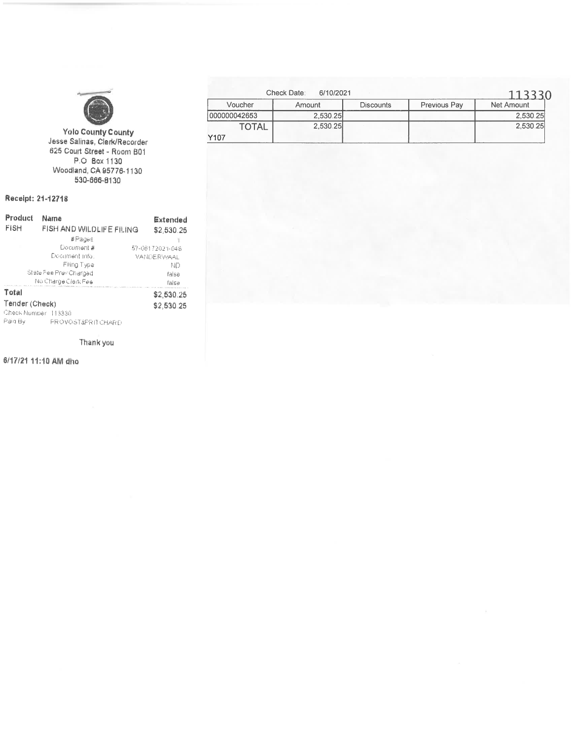**Yolo County County**
Jesse Salinas, Clerk/Recorder
625 Court Street - Room B01
P.O Box 1130
Woodland, CA 95776-1130
530-666-8130

**Receipt: 21-12718**

| Product | Name | Extended |
|---|---|---|
| FISH | FISH AND WILDLIFE FILING | $2,530.25 |
| | # Pages | 1 |
| | Document # | 57-06172021-046 |
| | Document Info. | VANDERWAAL |
| | Filing Type | ND |
| | State Fee Prev Charged | false |
| | No Charge Clerk Fee | false |
| **Total** | | $2,530.25 |
| Tender (Check) | | $2,530.25 |

Check Number 113330
Paid By PROVOST&PRITCHARD

Thank you

6/17/21 11:10 AM dho

Check Date: 6/10/2021

113330

| Voucher | Amount | Discounts | Previous Pay | Net Amount |
|---|---|---|---|---|
| 000000042653 | 2,530.25 | | | 2,530.25 |
| TOTAL | 2,530.25 | | | 2,530.25 |

Y107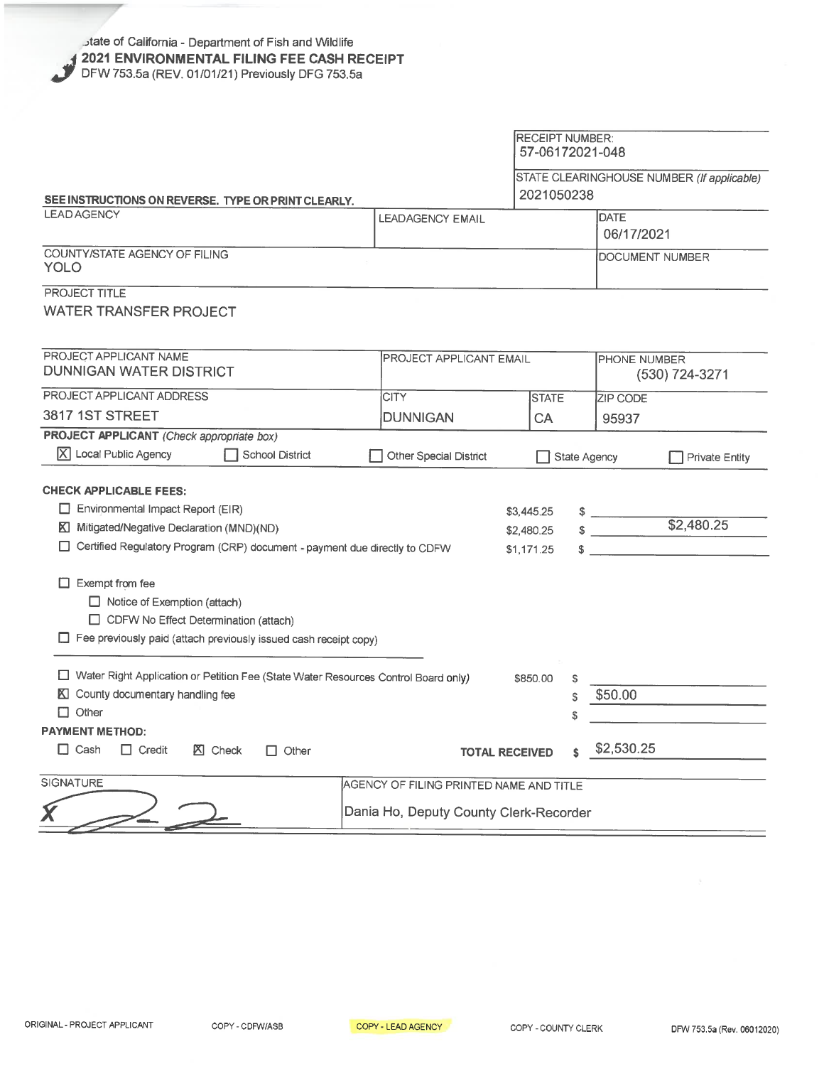State of California - Department of Fish and Wildlife

**2021 ENVIRONMENTAL FILING FEE CASH RECEIPT**

DFW 753.5a (REV. 01/01/21) Previously DFG 753.5a

RECEIPT NUMBER:
57-06172021-048

STATE CLEARINGHOUSE NUMBER *(If applicable)*
2021050238

**SEE INSTRUCTIONS ON REVERSE. TYPE OR PRINT CLEARLY.**

| LEAD AGENCY | LEADAGENCY EMAIL | DATE |
|---|---|---|
| | | 06/17/2021 |

| COUNTY/STATE AGENCY OF FILING | DOCUMENT NUMBER |
|---|---|
| YOLO | |

PROJECT TITLE
WATER TRANSFER PROJECT

| PROJECT APPLICANT NAME | PROJECT APPLICANT EMAIL | | PHONE NUMBER |
|---|---|---|---|
| DUNNIGAN WATER DISTRICT | | | (530) 724-3271 |
| **PROJECT APPLICANT ADDRESS** | **CITY** | **STATE** | **ZIP CODE** |
| 3817 1ST STREET | DUNNIGAN | CA | 95937 |

**PROJECT APPLICANT** *(Check appropriate box)*

☒ Local Public Agency ☐ School District ☐ Other Special District ☐ State Agency ☐ Private Entity

**CHECK APPLICABLE FEES:**

| | | |
|---|---|---|
| ☐ Environmental Impact Report (EIR) | $3,445.25 | $ |
| ☒ Mitigated/Negative Declaration (MND)(ND) | $2,480.25 | $ $2,480.25 |
| ☐ Certified Regulatory Program (CRP) document - payment due directly to CDFW | $1,171.25 | $ |

☐ Exempt from fee
- ☐ Notice of Exemption (attach)
- ☐ CDFW No Effect Determination (attach)

☐ Fee previously paid (attach previously issued cash receipt copy)

| | | |
|---|---|---|
| ☐ Water Right Application or Petition Fee (State Water Resources Control Board only) | $850.00 | $ |
| ☒ County documentary handling fee | | $ $50.00 |
| ☐ Other | | $ |

**PAYMENT METHOD:**

☐ Cash ☐ Credit ☒ Check ☐ Other

**TOTAL RECEIVED** $ $2,530.25

| SIGNATURE | AGENCY OF FILING PRINTED NAME AND TITLE |
|---|---|
| X [signature] | Dania Ho, Deputy County Clerk-Recorder |

ORIGINAL - PROJECT APPLICANT COPY - CDFW/ASB COPY - LEAD AGENCY COPY - COUNTY CLERK DFW 753.5a (Rev. 06012020)